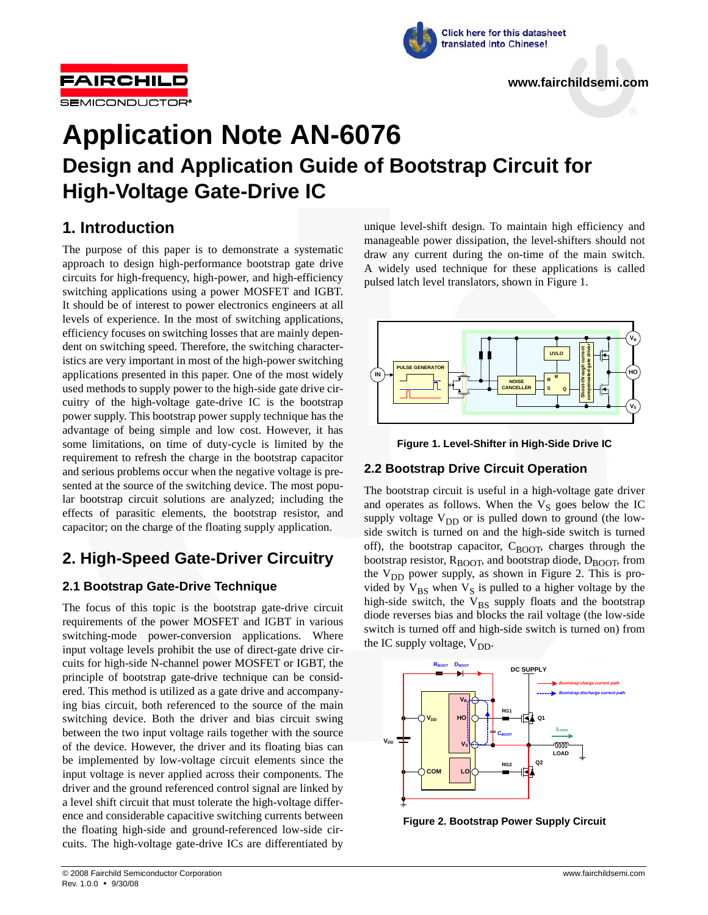# Application Note AN-6076

## Design and Application Guide of Bootstrap Circuit for High-Voltage Gate-Drive IC

## 1. Introduction

The purpose of this paper is to demonstrate a systematic approach to design high-performance bootstrap gate drive circuits for high-frequency, high-power, and high-efficiency switching applications using a power MOSFET and IGBT. It should be of interest to power electronics engineers at all levels of experience. In the most of switching applications, efficiency focuses on switching losses that are mainly dependent on switching speed. Therefore, the switching characteristics are very important in most of the high-power switching applications presented in this paper. One of the most widely used methods to supply power to the high-side gate drive circuitry of the high-voltage gate-drive IC is the bootstrap power supply. This bootstrap power supply technique has the advantage of being simple and low cost. However, it has some limitations, on time of duty-cycle is limited by the requirement to refresh the charge in the bootstrap capacitor and serious problems occur when the negative voltage is presented at the source of the switching device. The most popular bootstrap circuit solutions are analyzed; including the effects of parasitic elements, the bootstrap resistor, and capacitor; on the charge of the floating supply application.

## 2. High-Speed Gate-Driver Circuitry

### 2.1 Bootstrap Gate-Drive Technique

The focus of this topic is the bootstrap gate-drive circuit requirements of the power MOSFET and IGBT in various switching-mode power-conversion applications. Where input voltage levels prohibit the use of direct-gate drive circuits for high-side N-channel power MOSFET or IGBT, the principle of bootstrap gate-drive technique can be considered. This method is utilized as a gate drive and accompanying bias circuit, both referenced to the source of the main switching device. Both the driver and bias circuit swing between the two input voltage rails together with the source of the device. However, the driver and its floating bias can be implemented by low-voltage circuit elements since the input voltage is never applied across their components. The driver and the ground referenced control signal are linked by a level shift circuit that must tolerate the high-voltage difference and considerable capacitive switching currents between the floating high-side and ground-referenced low-side circuits. The high-voltage gate-drive ICs are differentiated by unique level-shift design. To maintain high efficiency and manageable power dissipation, the level-shifters should not draw any current during the on-time of the main switch. A widely used technique for these applications is called pulsed latch level translators, shown in Figure 1.

**Figure 1. Level-Shifter in High-Side Drive IC**

### 2.2 Bootstrap Drive Circuit Operation

The bootstrap circuit is useful in a high-voltage gate driver and operates as follows. When the $V_S$ goes below the IC supply voltage $V_{DD}$ or is pulled down to ground (the low-side switch is turned on and the high-side switch is turned off), the bootstrap capacitor, $C_{BOOT}$, charges through the bootstrap resistor, $R_{BOOT}$, and bootstrap diode, $D_{BOOT}$, from the $V_{DD}$ power supply, as shown in Figure 2. This is provided by $V_{BS}$ when $V_S$ is pulled to a higher voltage by the high-side switch, the $V_{BS}$ supply floats and the bootstrap diode reverses bias and blocks the rail voltage (the low-side switch is turned off and high-side switch is turned on) from the IC supply voltage, $V_{DD}$.

**Figure 2. Bootstrap Power Supply Circuit**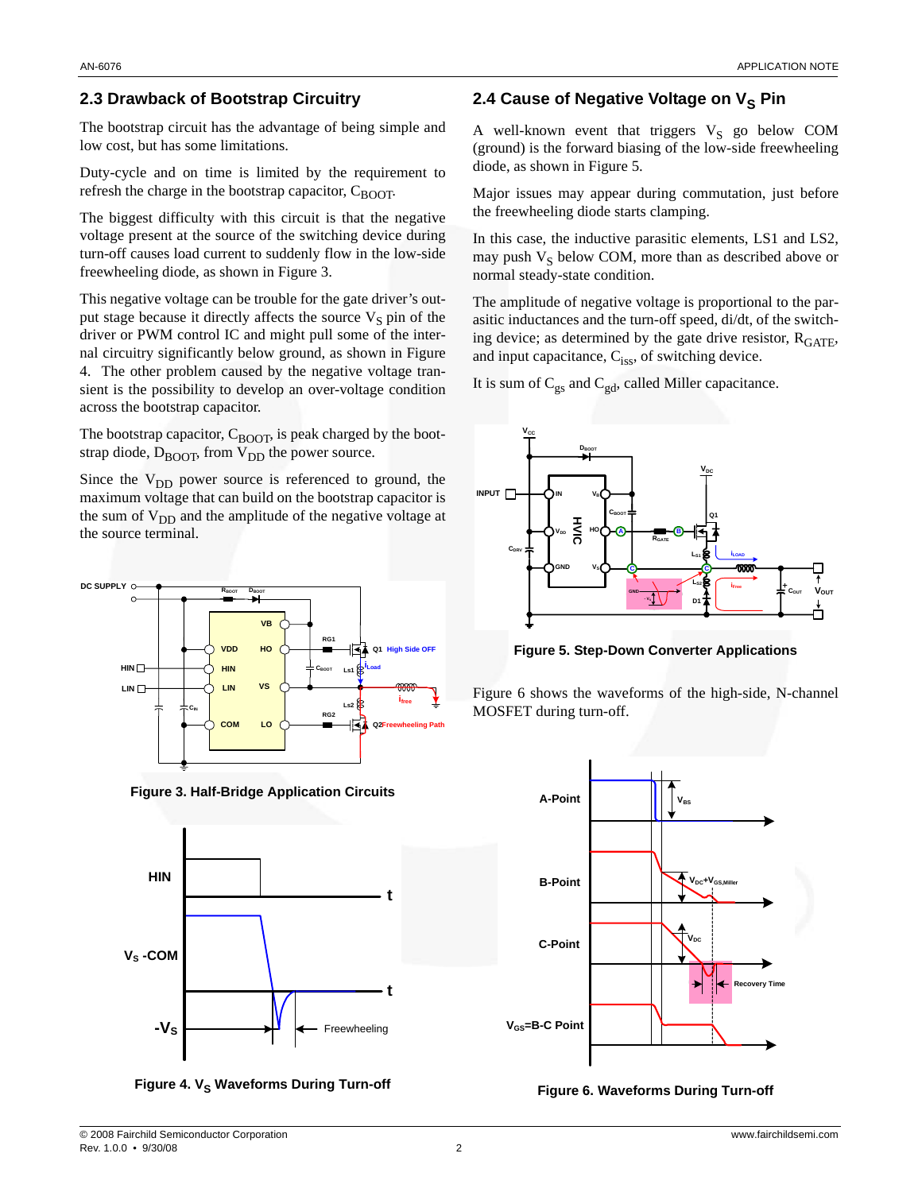## 2.3 Drawback of Bootstrap Circuitry

The bootstrap circuit has the advantage of being simple and low cost, but has some limitations.

Duty-cycle and on time is limited by the requirement to refresh the charge in the bootstrap capacitor, $C_{BOOT}$.

The biggest difficulty with this circuit is that the negative voltage present at the source of the switching device during turn-off causes load current to suddenly flow in the low-side freewheeling diode, as shown in Figure 3.

This negative voltage can be trouble for the gate driver's output stage because it directly affects the source $V_S$ pin of the driver or PWM control IC and might pull some of the internal circuitry significantly below ground, as shown in Figure 4. The other problem caused by the negative voltage transient is the possibility to develop an over-voltage condition across the bootstrap capacitor.

The bootstrap capacitor, $C_{BOOT}$, is peak charged by the bootstrap diode, $D_{BOOT}$, from $V_{DD}$ the power source.

Since the $V_{DD}$ power source is referenced to ground, the maximum voltage that can build on the bootstrap capacitor is the sum of $V_{DD}$ and the amplitude of the negative voltage at the source terminal.

**Figure 3. Half-Bridge Application Circuits**

**Figure 4. $V_S$ Waveforms During Turn-off**

## 2.4 Cause of Negative Voltage on $V_S$ Pin

A well-known event that triggers $V_S$ go below COM (ground) is the forward biasing of the low-side freewheeling diode, as shown in Figure 5.

Major issues may appear during commutation, just before the freewheeling diode starts clamping.

In this case, the inductive parasitic elements, LS1 and LS2, may push $V_S$ below COM, more than as described above or normal steady-state condition.

The amplitude of negative voltage is proportional to the parasitic inductances and the turn-off speed, di/dt, of the switching device; as determined by the gate drive resistor, $R_{GATE}$, and input capacitance, $C_{iss}$, of switching device.

It is sum of $C_{gs}$ and $C_{gd}$, called Miller capacitance.

**Figure 5. Step-Down Converter Applications**

Figure 6 shows the waveforms of the high-side, N-channel MOSFET during turn-off.

**Figure 6. Waveforms During Turn-off**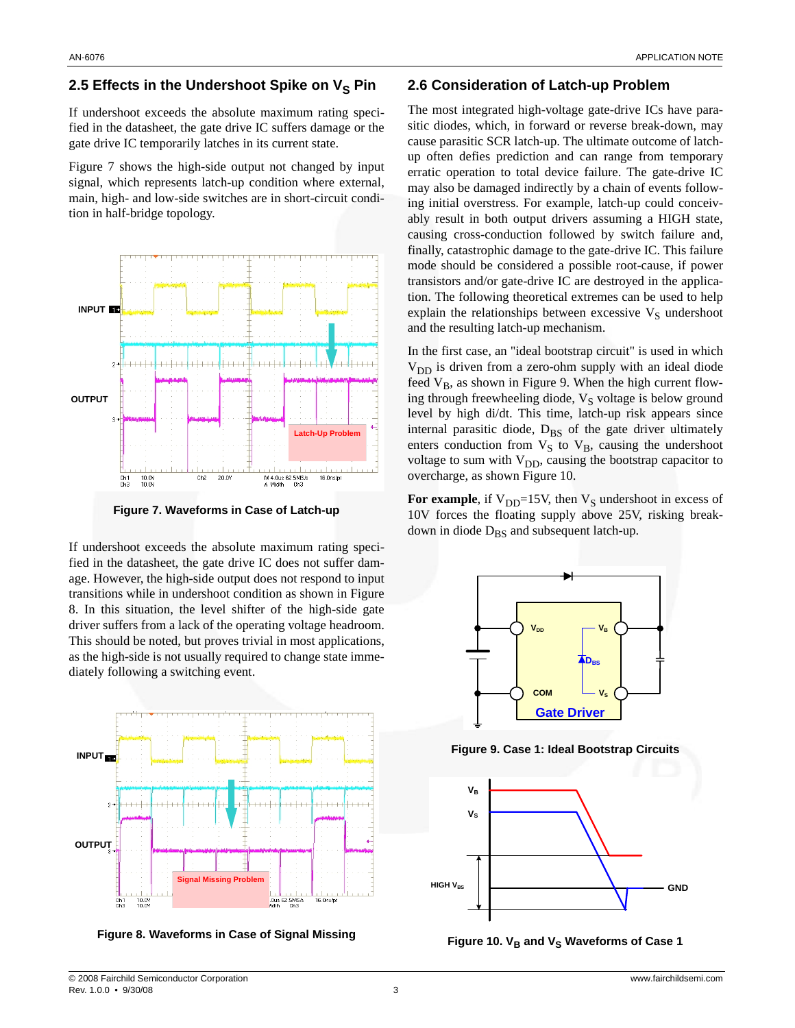## 2.5 Effects in the Undershoot Spike on $V_S$ Pin

If undershoot exceeds the absolute maximum rating specified in the datasheet, the gate drive IC suffers damage or the gate drive IC temporarily latches in its current state.

Figure 7 shows the high-side output not changed by input signal, which represents latch-up condition where external, main, high- and low-side switches are in short-circuit condition in half-bridge topology.

Figure 7. Waveforms in Case of Latch-up

If undershoot exceeds the absolute maximum rating specified in the datasheet, the gate drive IC does not suffer damage. However, the high-side output does not respond to input transitions while in undershoot condition as shown in Figure 8. In this situation, the level shifter of the high-side gate driver suffers from a lack of the operating voltage headroom. This should be noted, but proves trivial in most applications, as the high-side is not usually required to change state immediately following a switching event.

Figure 8. Waveforms in Case of Signal Missing

## 2.6 Consideration of Latch-up Problem

The most integrated high-voltage gate-drive ICs have parasitic diodes, which, in forward or reverse break-down, may cause parasitic SCR latch-up. The ultimate outcome of latch-up often defies prediction and can range from temporary erratic operation to total device failure. The gate-drive IC may also be damaged indirectly by a chain of events following initial overstress. For example, latch-up could conceivably result in both output drivers assuming a HIGH state, causing cross-conduction followed by switch failure and, finally, catastrophic damage to the gate-drive IC. This failure mode should be considered a possible root-cause, if power transistors and/or gate-drive IC are destroyed in the application. The following theoretical extremes can be used to help explain the relationships between excessive $V_S$ undershoot and the resulting latch-up mechanism.

In the first case, an "ideal bootstrap circuit" is used in which $V_{DD}$ is driven from a zero-ohm supply with an ideal diode feed $V_B$, as shown in Figure 9. When the high current flowing through freewheeling diode, $V_S$ voltage is below ground level by high di/dt. This time, latch-up risk appears since internal parasitic diode, $D_{BS}$ of the gate driver ultimately enters conduction from $V_S$ to $V_B$, causing the undershoot voltage to sum with $V_{DD}$, causing the bootstrap capacitor to overcharge, as shown Figure 10.

**For example**, if $V_{DD}$=15V, then $V_S$ undershoot in excess of 10V forces the floating supply above 25V, risking breakdown in diode $D_{BS}$ and subsequent latch-up.

Figure 9. Case 1: Ideal Bootstrap Circuits

Figure 10. $V_B$ and $V_S$ Waveforms of Case 1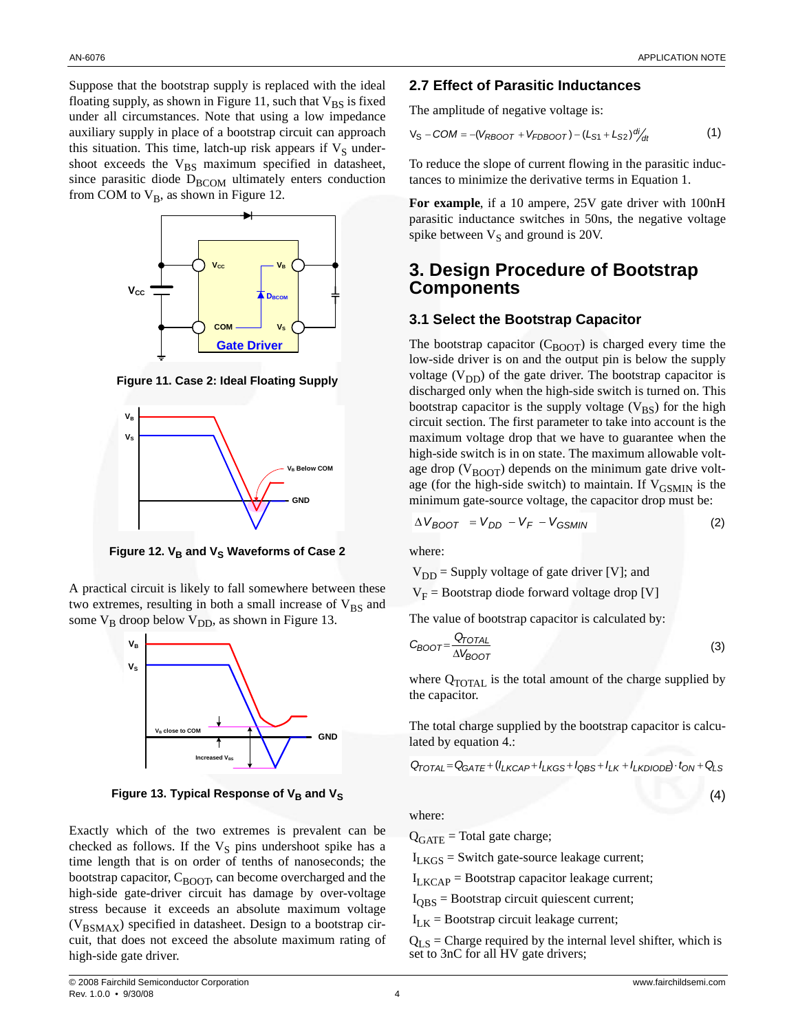Suppose that the bootstrap supply is replaced with the ideal floating supply, as shown in Figure 11, such that $V_{BS}$ is fixed under all circumstances. Note that using a low impedance auxiliary supply in place of a bootstrap circuit can approach this situation. This time, latch-up risk appears if $V_S$ undershoot exceeds the $V_{BS}$ maximum specified in datasheet, since parasitic diode $D_{BCOM}$ ultimately enters conduction from COM to $V_B$, as shown in Figure 12.

Figure 11. Case 2: Ideal Floating Supply

Figure 12. $V_B$ and $V_S$ Waveforms of Case 2

A practical circuit is likely to fall somewhere between these two extremes, resulting in both a small increase of $V_{BS}$ and some $V_B$ droop below $V_{DD}$, as shown in Figure 13.

Figure 13. Typical Response of $V_B$ and $V_S$

Exactly which of the two extremes is prevalent can be checked as follows. If the $V_S$ pins undershoot spike has a time length that is on order of tenths of nanoseconds; the bootstrap capacitor, $C_{BOOT}$, can become overcharged and the high-side gate-driver circuit has damage by over-voltage stress because it exceeds an absolute maximum voltage ($V_{BSMAX}$) specified in datasheet. Design to a bootstrap circuit, that does not exceed the absolute maximum rating of high-side gate driver.

## 2.7 Effect of Parasitic Inductances

The amplitude of negative voltage is:

$$V_S - COM = -(V_{RBOOT} + V_{FDBOOT}) - (L_{S1} + L_{S2})\, {}^{di}\!/_{dt} \tag{1}$$

To reduce the slope of current flowing in the parasitic inductances to minimize the derivative terms in Equation 1.

**For example**, if a 10 ampere, 25V gate driver with 100nH parasitic inductance switches in 50ns, the negative voltage spike between $V_S$ and ground is 20V.

# 3. Design Procedure of Bootstrap Components

## 3.1 Select the Bootstrap Capacitor

The bootstrap capacitor ($C_{BOOT}$) is charged every time the low-side driver is on and the output pin is below the supply voltage ($V_{DD}$) of the gate driver. The bootstrap capacitor is discharged only when the high-side switch is turned on. This bootstrap capacitor is the supply voltage ($V_{BS}$) for the high circuit section. The first parameter to take into account is the maximum voltage drop that we have to guarantee when the high-side switch is in on state. The maximum allowable voltage drop ($V_{BOOT}$) depends on the minimum gate drive voltage (for the high-side switch) to maintain. If $V_{GSMIN}$ is the minimum gate-source voltage, the capacitor drop must be:

$$\Delta V_{BOOT} = V_{DD} - V_F - V_{GSMIN} \tag{2}$$

where:

$V_{DD}$ = Supply voltage of gate driver [V]; and

$V_F$ = Bootstrap diode forward voltage drop [V]

The value of bootstrap capacitor is calculated by:

$$C_{BOOT} = \frac{Q_{TOTAL}}{\Delta V_{BOOT}} \tag{3}$$

where $Q_{TOTAL}$ is the total amount of the charge supplied by the capacitor.

The total charge supplied by the bootstrap capacitor is calculated by equation 4.:

$$Q_{TOTAL} = Q_{GATE} + (I_{LKCAP} + I_{LKGS} + I_{QBS} + I_{LK} + I_{LKDIODE}) \cdot t_{ON} + Q_{LS} \tag{4}$$

where:

$Q_{GATE}$ = Total gate charge;

$I_{LKGS}$ = Switch gate-source leakage current;

$I_{LKCAP}$ = Bootstrap capacitor leakage current;

$I_{QBS}$ = Bootstrap circuit quiescent current;

$I_{LK}$ = Bootstrap circuit leakage current;

$Q_{LS}$ = Charge required by the internal level shifter, which is set to 3nC for all HV gate drivers;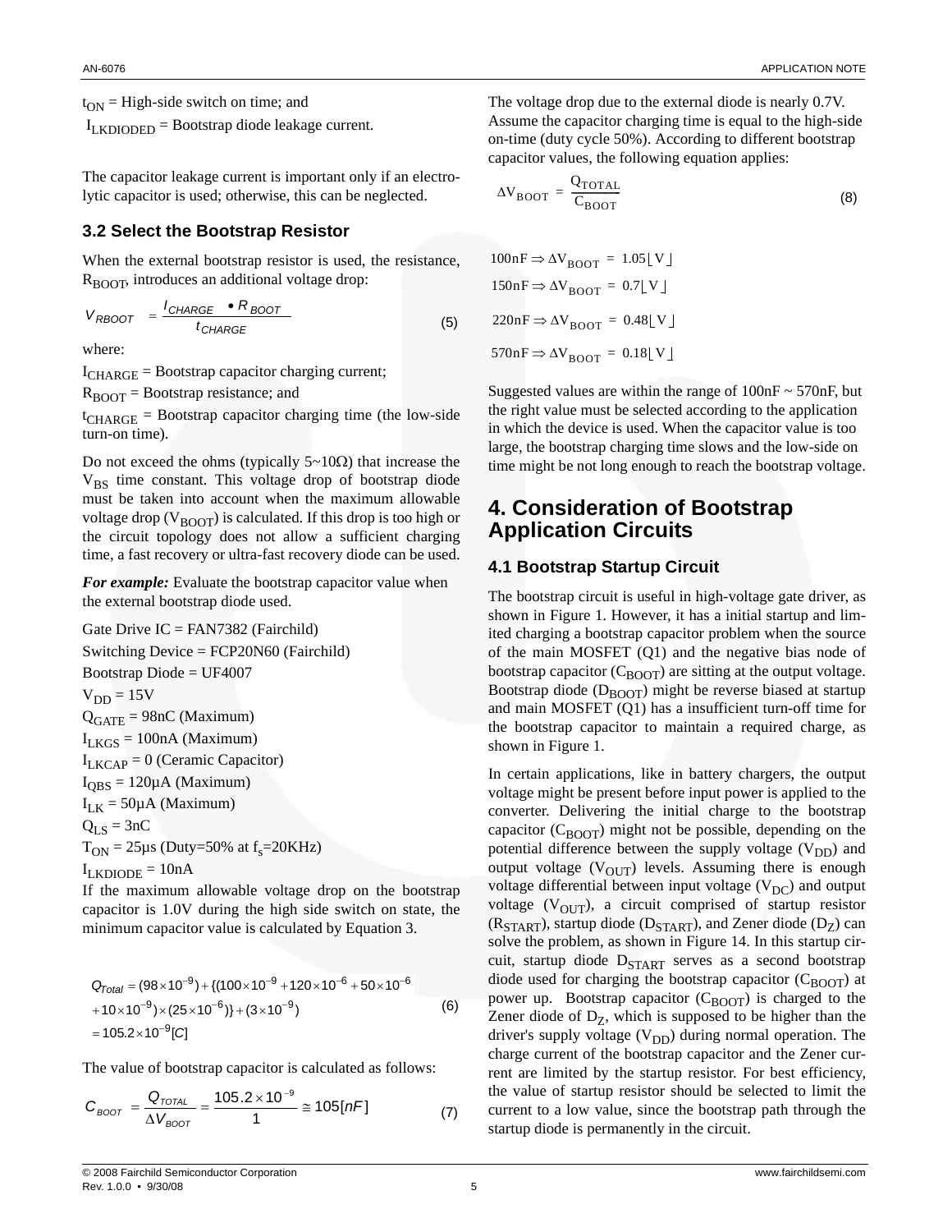$t_{ON}$ = High-side switch on time; and

$I_{LKDIODED}$ = Bootstrap diode leakage current.

The capacitor leakage current is important only if an electrolytic capacitor is used; otherwise, this can be neglected.

### 3.2 Select the Bootstrap Resistor

When the external bootstrap resistor is used, the resistance, $R_{BOOT}$, introduces an additional voltage drop:

$$V_{RBOOT} = \frac{I_{CHARGE} \bullet R_{BOOT}}{t_{CHARGE}} \tag{5}$$

where:

$I_{CHARGE}$ = Bootstrap capacitor charging current;

$R_{BOOT}$ = Bootstrap resistance; and

$t_{CHARGE}$ = Bootstrap capacitor charging time (the low-side turn-on time).

Do not exceed the ohms (typically 5~10Ω) that increase the $V_{BS}$ time constant. This voltage drop of bootstrap diode must be taken into account when the maximum allowable voltage drop ($V_{BOOT}$) is calculated. If this drop is too high or the circuit topology does not allow a sufficient charging time, a fast recovery or ultra-fast recovery diode can be used.

***For example:*** Evaluate the bootstrap capacitor value when the external bootstrap diode used.

Gate Drive IC = FAN7382 (Fairchild)

Switching Device = FCP20N60 (Fairchild)

Bootstrap Diode = UF4007

$V_{DD}$ = 15V

$Q_{GATE}$ = 98nC (Maximum)

$I_{LKGS}$ = 100nA (Maximum)

$I_{LKCAP}$ = 0 (Ceramic Capacitor)

$I_{QBS}$ = 120µA (Maximum)

$I_{LK}$ = 50µA (Maximum)

$Q_{LS}$ = 3nC

$T_{ON}$ = 25µs (Duty=50% at $f_s$=20KHz)

$I_{LKDIODE}$ = 10nA

If the maximum allowable voltage drop on the bootstrap capacitor is 1.0V during the high side switch on state, the minimum capacitor value is calculated by Equation 3.

$$\begin{aligned} Q_{Total} &= (98\times10^{-9}) + \{(100\times10^{-9} + 120\times10^{-6} + 50\times10^{-6} \\ &+ 10\times10^{-9})\times(25\times10^{-6})\} + (3\times10^{-9}) \\ &= 105.2\times10^{-9}[C] \end{aligned} \tag{6}$$

The value of bootstrap capacitor is calculated as follows:

$$C_{BOOT} = \frac{Q_{TOTAL}}{\Delta V_{BOOT}} = \frac{105.2\times10^{-9}}{1} \cong 105[nF] \tag{7}$$

The voltage drop due to the external diode is nearly 0.7V. Assume the capacitor charging time is equal to the high-side on-time (duty cycle 50%). According to different bootstrap capacitor values, the following equation applies:

$$\Delta V_{BOOT} = \frac{Q_{TOTAL}}{C_{BOOT}} \tag{8}$$

$$100\text{nF} \Rightarrow \Delta V_{BOOT} = 1.05[V]$$

$$150\text{nF} \Rightarrow \Delta V_{BOOT} = 0.7[V]$$

$$220\text{nF} \Rightarrow \Delta V_{BOOT} = 0.48[V]$$

$$570\text{nF} \Rightarrow \Delta V_{BOOT} = 0.18[V]$$

Suggested values are within the range of 100nF ~ 570nF, but the right value must be selected according to the application in which the device is used. When the capacitor value is too large, the bootstrap charging time slows and the low-side on time might be not long enough to reach the bootstrap voltage.

## 4. Consideration of Bootstrap Application Circuits

### 4.1 Bootstrap Startup Circuit

The bootstrap circuit is useful in high-voltage gate driver, as shown in Figure 1. However, it has a initial startup and limited charging a bootstrap capacitor problem when the source of the main MOSFET (Q1) and the negative bias node of bootstrap capacitor ($C_{BOOT}$) are sitting at the output voltage. Bootstrap diode ($D_{BOOT}$) might be reverse biased at startup and main MOSFET (Q1) has a insufficient turn-off time for the bootstrap capacitor to maintain a required charge, as shown in Figure 1.

In certain applications, like in battery chargers, the output voltage might be present before input power is applied to the converter. Delivering the initial charge to the bootstrap capacitor ($C_{BOOT}$) might not be possible, depending on the potential difference between the supply voltage ($V_{DD}$) and output voltage ($V_{OUT}$) levels. Assuming there is enough voltage differential between input voltage ($V_{DC}$) and output voltage ($V_{OUT}$), a circuit comprised of startup resistor ($R_{START}$), startup diode ($D_{START}$), and Zener diode ($D_Z$) can solve the problem, as shown in Figure 14. In this startup circuit, startup diode $D_{START}$ serves as a second bootstrap diode used for charging the bootstrap capacitor ($C_{BOOT}$) at power up. Bootstrap capacitor ($C_{BOOT}$) is charged to the Zener diode of $D_Z$, which is supposed to be higher than the driver's supply voltage ($V_{DD}$) during normal operation. The charge current of the bootstrap capacitor and the Zener current are limited by the startup resistor. For best efficiency, the value of startup resistor should be selected to limit the current to a low value, since the bootstrap path through the startup diode is permanently in the circuit.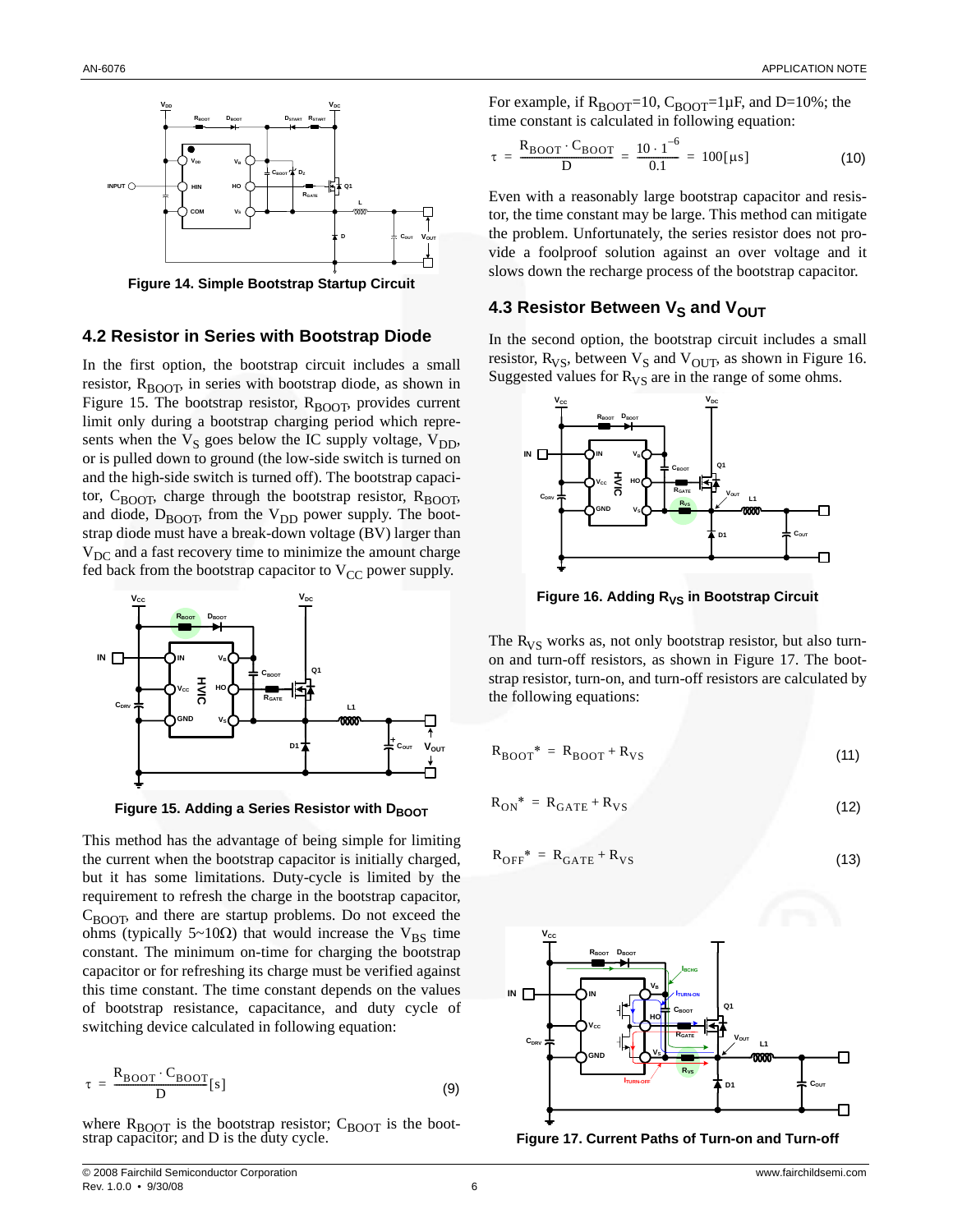Figure 14. Simple Bootstrap Startup Circuit

## 4.2 Resistor in Series with Bootstrap Diode

In the first option, the bootstrap circuit includes a small resistor, $R_{BOOT}$, in series with bootstrap diode, as shown in Figure 15. The bootstrap resistor, $R_{BOOT}$, provides current limit only during a bootstrap charging period which represents when the $V_S$ goes below the IC supply voltage, $V_{DD}$, or is pulled down to ground (the low-side switch is turned on and the high-side switch is turned off). The bootstrap capacitor, $C_{BOOT}$, charge through the bootstrap resistor, $R_{BOOT}$, and diode, $D_{BOOT}$, from the $V_{DD}$ power supply. The bootstrap diode must have a break-down voltage (BV) larger than $V_{DC}$ and a fast recovery time to minimize the amount charge fed back from the bootstrap capacitor to $V_{CC}$ power supply.

Figure 15. Adding a Series Resistor with $D_{BOOT}$

This method has the advantage of being simple for limiting the current when the bootstrap capacitor is initially charged, but it has some limitations. Duty-cycle is limited by the requirement to refresh the charge in the bootstrap capacitor, $C_{BOOT}$, and there are startup problems. Do not exceed the ohms (typically 5~10Ω) that would increase the $V_{BS}$ time constant. The minimum on-time for charging the bootstrap capacitor or for refreshing its charge must be verified against this time constant. The time constant depends on the values of bootstrap resistance, capacitance, and duty cycle of switching device calculated in following equation:

$$\tau = \frac{R_{BOOT} \cdot C_{BOOT}}{D}[s] \tag{9}$$

where $R_{BOOT}$ is the bootstrap resistor; $C_{BOOT}$ is the bootstrap capacitor; and D is the duty cycle.

For example, if $R_{BOOT}$=10, $C_{BOOT}$=1μF, and D=10%; the time constant is calculated in following equation:

$$\tau = \frac{R_{BOOT} \cdot C_{BOOT}}{D} = \frac{10 \cdot 1^{-6}}{0.1} = 100[\mu s] \tag{10}$$

Even with a reasonably large bootstrap capacitor and resistor, the time constant may be large. This method can mitigate the problem. Unfortunately, the series resistor does not provide a foolproof solution against an over voltage and it slows down the recharge process of the bootstrap capacitor.

## 4.3 Resistor Between $V_S$ and $V_{OUT}$

In the second option, the bootstrap circuit includes a small resistor, $R_{VS}$, between $V_S$ and $V_{OUT}$, as shown in Figure 16. Suggested values for $R_{VS}$ are in the range of some ohms.

Figure 16. Adding $R_{VS}$ in Bootstrap Circuit

The $R_{VS}$ works as, not only bootstrap resistor, but also turn-on and turn-off resistors, as shown in Figure 17. The bootstrap resistor, turn-on, and turn-off resistors are calculated by the following equations:

$$R_{BOOT}^* = R_{BOOT} + R_{VS} \tag{11}$$

$$R_{ON}^* = R_{GATE} + R_{VS} \tag{12}$$

$$R_{OFF}^* = R_{GATE} + R_{VS} \tag{13}$$

Figure 17. Current Paths of Turn-on and Turn-off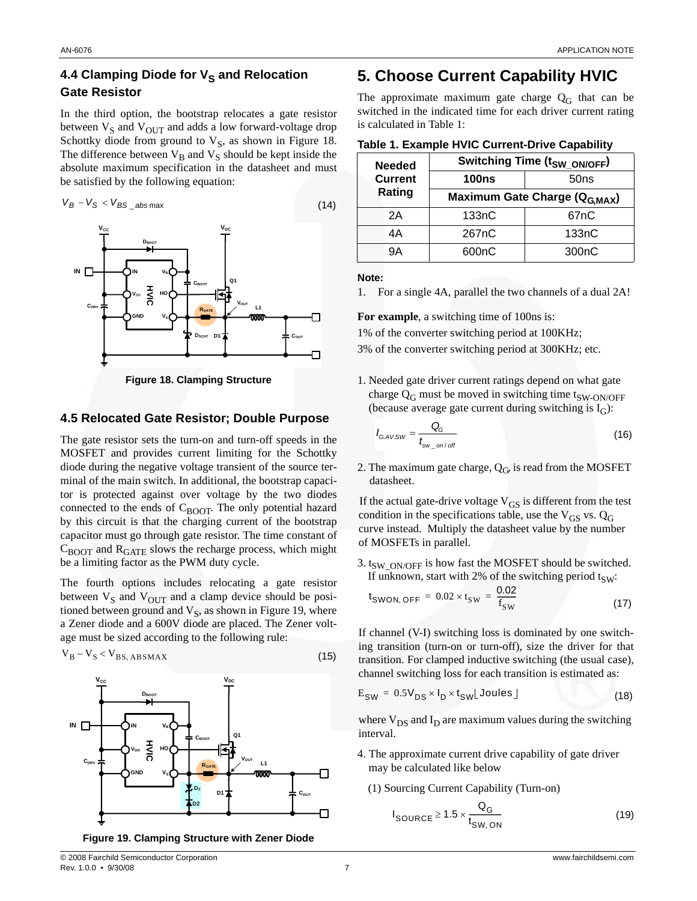### 4.4 Clamping Diode for $V_S$ and Relocation Gate Resistor

In the third option, the bootstrap relocates a gate resistor between $V_S$ and $V_{OUT}$ and adds a low forward-voltage drop Schottky diode from ground to $V_S$, as shown in Figure 18. The difference between $V_B$ and $V_S$ should be kept inside the absolute maximum specification in the datasheet and must be satisfied by the following equation:

$$V_B - V_S < V_{BS\_abs\max} \tag{14}$$

Figure 18. Clamping Structure

### 4.5 Relocated Gate Resistor; Double Purpose

The gate resistor sets the turn-on and turn-off speeds in the MOSFET and provides current limiting for the Schottky diode during the negative voltage transient of the source terminal of the main switch. In additional, the bootstrap capacitor is protected against over voltage by the two diodes connected to the ends of $C_{BOOT}$. The only potential hazard by this circuit is that the charging current of the bootstrap capacitor must go through gate resistor. The time constant of $C_{BOOT}$ and $R_{GATE}$ slows the recharge process, which might be a limiting factor as the PWM duty cycle.

The fourth options includes relocating a gate resistor between $V_S$ and $V_{OUT}$ and a clamp device should be positioned between ground and $V_S$, as shown in Figure 19, where a Zener diode and a 600V diode are placed. The Zener voltage must be sized according to the following rule:

$$V_B - V_S < V_{BS,\,ABSMAX} \tag{15}$$

Figure 19. Clamping Structure with Zener Diode

## 5. Choose Current Capability HVIC

The approximate maximum gate charge $Q_G$ that can be switched in the indicated time for each driver current rating is calculated in Table 1:

**Table 1. Example HVIC Current-Drive Capability**

| Needed Current Rating | Switching Time ($t_{SW\_ON/OFF}$) 100ns | Switching Time ($t_{SW\_ON/OFF}$) 50ns |
|---|---|---|
| | Maximum Gate Charge ($Q_{G,MAX}$) | |
| 2A | 133nC | 67nC |
| 4A | 267nC | 133nC |
| 9A | 600nC | 300nC |

**Note:**

1. For a single 4A, parallel the two channels of a dual 2A!

**For example**, a switching time of 100ns is:

1% of the converter switching period at 100KHz;

3% of the converter switching period at 300KHz; etc.

1. Needed gate driver current ratings depend on what gate charge $Q_G$ must be moved in switching time $t_{SW\text{-}ON/OFF}$ (because average gate current during switching is $I_G$):

$$I_{G.AV.SW} = \frac{Q_G}{t_{sw\_on/off}} \tag{16}$$

2. The maximum gate charge, $Q_G$, is read from the MOSFET datasheet.

If the actual gate-drive voltage $V_{GS}$ is different from the test condition in the specifications table, use the $V_{GS}$ vs. $Q_G$ curve instead. Multiply the datasheet value by the number of MOSFETs in parallel.

3. $t_{SW\_ON/OFF}$ is how fast the MOSFET should be switched. If unknown, start with 2% of the switching period $t_{SW}$:

$$t_{SWON,\,OFF} = 0.02 \times t_{SW} = \frac{0.02}{f_{SW}} \tag{17}$$

If channel (V-I) switching loss is dominated by one switching transition (turn-on or turn-off), size the driver for that transition. For clamped inductive switching (the usual case), channel switching loss for each transition is estimated as:

$$E_{SW} = 0.5V_{DS} \times I_D \times t_{SW} \lfloor \text{Joules} \rfloor \tag{18}$$

where $V_{DS}$ and $I_D$ are maximum values during the switching interval.

4. The approximate current drive capability of gate driver may be calculated like below

(1) Sourcing Current Capability (Turn-on)

$$I_{SOURCE} \geq 1.5 \times \frac{Q_G}{t_{SW,\,ON}} \tag{19}$$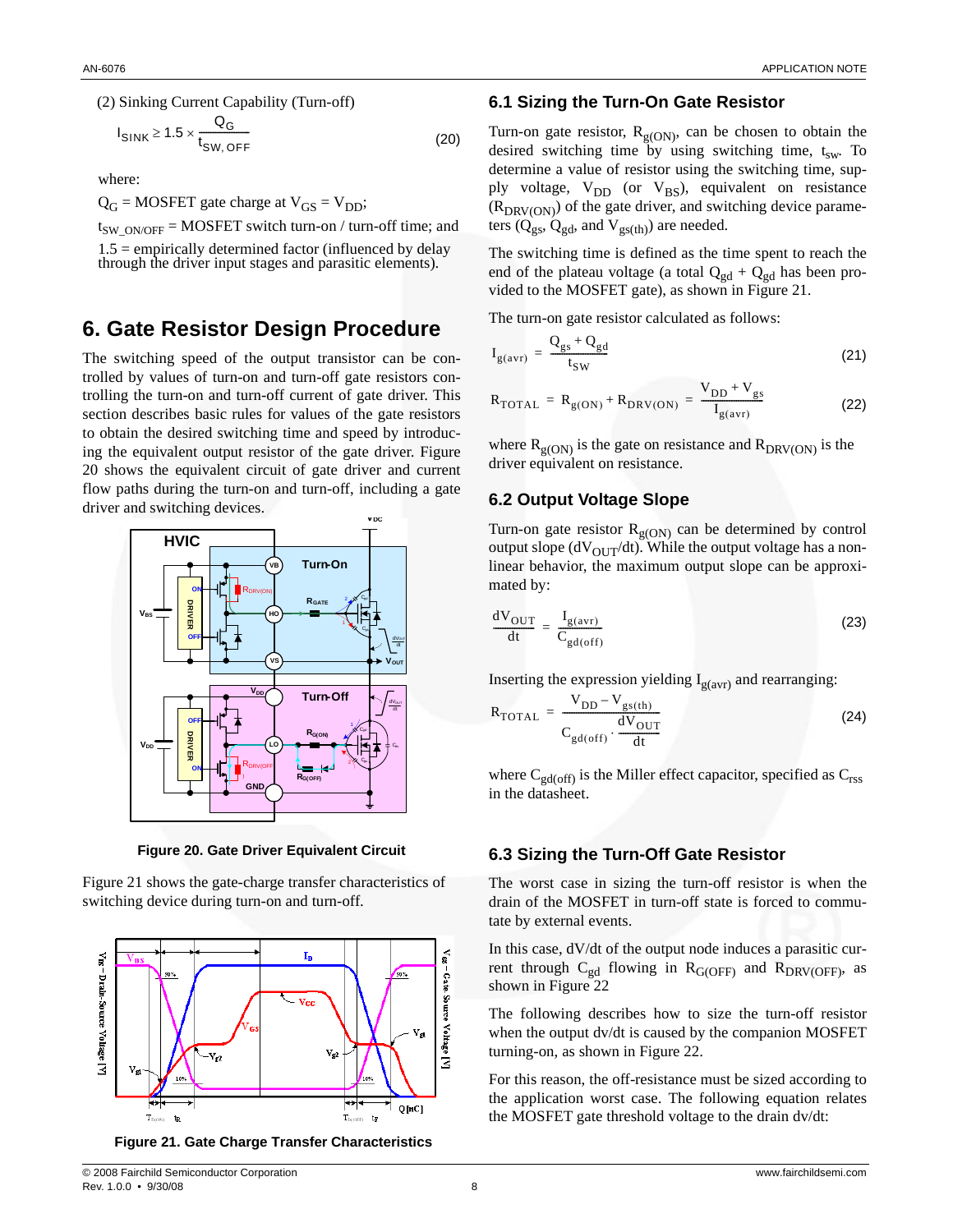(2) Sinking Current Capability (Turn-off)

$$I_{SINK} \geq 1.5 \times \frac{Q_G}{t_{SW,OFF}} \tag{20}$$

where:

$Q_G$ = MOSFET gate charge at $V_{GS} = V_{DD}$;

$t_{SW\_ON/OFF}$ = MOSFET switch turn-on / turn-off time; and

1.5 = empirically determined factor (influenced by delay through the driver input stages and parasitic elements).

# 6. Gate Resistor Design Procedure

The switching speed of the output transistor can be controlled by values of turn-on and turn-off gate resistors controlling the turn-on and turn-off current of gate driver. This section describes basic rules for values of the gate resistors to obtain the desired switching time and speed by introducing the equivalent output resistor of the gate driver. Figure 20 shows the equivalent circuit of gate driver and current flow paths during the turn-on and turn-off, including a gate driver and switching devices.

Figure 20. Gate Driver Equivalent Circuit

Figure 21 shows the gate-charge transfer characteristics of switching device during turn-on and turn-off.

Figure 21. Gate Charge Transfer Characteristics

## 6.1 Sizing the Turn-On Gate Resistor

Turn-on gate resistor, $R_{g(ON)}$, can be chosen to obtain the desired switching time by using switching time, $t_{sw}$. To determine a value of resistor using the switching time, supply voltage, $V_{DD}$ (or $V_{BS}$), equivalent on resistance ($R_{DRV(ON)}$) of the gate driver, and switching device parameters ($Q_{gs}$, $Q_{gd}$, and $V_{gs(th)}$) are needed.

The switching time is defined as the time spent to reach the end of the plateau voltage (a total $Q_{gd} + Q_{gd}$ has been provided to the MOSFET gate), as shown in Figure 21.

The turn-on gate resistor calculated as follows:

$$I_{g(avr)} = \frac{Q_{gs} + Q_{gd}}{t_{SW}} \tag{21}$$

$$R_{TOTAL} = R_{g(ON)} + R_{DRV(ON)} = \frac{V_{DD} + V_{gs}}{I_{g(avr)}} \tag{22}$$

where $R_{g(ON)}$ is the gate on resistance and $R_{DRV(ON)}$ is the driver equivalent on resistance.

## 6.2 Output Voltage Slope

Turn-on gate resistor $R_{g(ON)}$ can be determined by control output slope ($dV_{OUT}/dt$). While the output voltage has a non-linear behavior, the maximum output slope can be approximated by:

$$\frac{dV_{OUT}}{dt} = \frac{I_{g(avr)}}{C_{gd(off)}} \tag{23}$$

Inserting the expression yielding $I_{g(avr)}$ and rearranging:

$$R_{TOTAL} = \frac{V_{DD} - V_{gs(th)}}{C_{gd(off)} \cdot \dfrac{dV_{OUT}}{dt}} \tag{24}$$

where $C_{gd(off)}$ is the Miller effect capacitor, specified as $C_{rss}$ in the datasheet.

## 6.3 Sizing the Turn-Off Gate Resistor

The worst case in sizing the turn-off resistor is when the drain of the MOSFET in turn-off state is forced to commutate by external events.

In this case, dV/dt of the output node induces a parasitic current through $C_{gd}$ flowing in $R_{G(OFF)}$ and $R_{DRV(OFF)}$, as shown in Figure 22

The following describes how to size the turn-off resistor when the output dv/dt is caused by the companion MOSFET turning-on, as shown in Figure 22.

For this reason, the off-resistance must be sized according to the application worst case. The following equation relates the MOSFET gate threshold voltage to the drain dv/dt: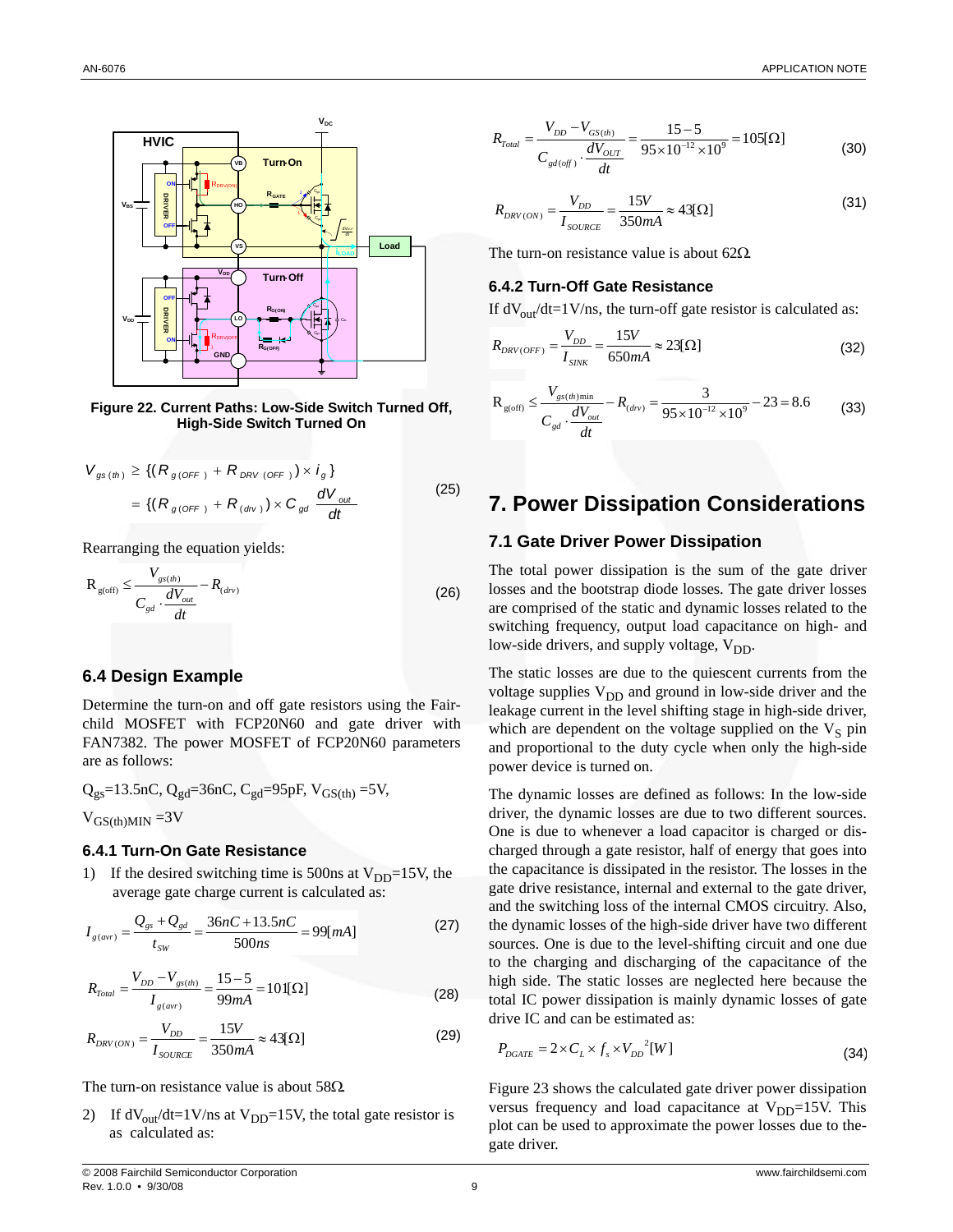**Figure 22. Current Paths: Low-Side Switch Turned Off, High-Side Switch Turned On**

$$V_{gs(th)} \geq \{(R_{g(OFF)} + R_{DRV(OFF)}) \times i_g\} = \{(R_{g(OFF)} + R_{(drv)}) \times C_{gd} \frac{dV_{out}}{dt} \tag{25}$$

Rearranging the equation yields:

$$R_{g(off)} \leq \frac{V_{gs(th)}}{C_{gd} \cdot \frac{dV_{out}}{dt}} - R_{(drv)} \tag{26}$$

### 6.4 Design Example

Determine the turn-on and off gate resistors using the Fairchild MOSFET with FCP20N60 and gate driver with FAN7382. The power MOSFET of FCP20N60 parameters are as follows:

$Q_{gs}$=13.5nC, $Q_{gd}$=36nC, $C_{gd}$=95pF, $V_{GS(th)}$ =5V,

$V_{GS(th)MIN}$ =3V

#### 6.4.1 Turn-On Gate Resistance

1) If the desired switching time is 500ns at $V_{DD}$=15V, the average gate charge current is calculated as:

$$I_{g(avr)} = \frac{Q_{gs} + Q_{gd}}{t_{SW}} = \frac{36nC + 13.5nC}{500ns} = 99[mA] \tag{27}$$

$$R_{Total} = \frac{V_{DD} - V_{gs(th)}}{I_{g(avr)}} = \frac{15-5}{99mA} = 101[\Omega] \tag{28}$$

$$R_{DRV(ON)} = \frac{V_{DD}}{I_{SOURCE}} = \frac{15V}{350mA} \approx 43[\Omega] \tag{29}$$

The turn-on resistance value is about 58Ω.

2) If $dV_{out}/dt$=1V/ns at $V_{DD}$=15V, the total gate resistor is as calculated as:

$$R_{Total} = \frac{V_{DD} - V_{GS(th)}}{C_{gd(off)} \cdot \frac{dV_{OUT}}{dt}} = \frac{15-5}{95\times10^{-12}\times10^{9}} = 105[\Omega] \tag{30}$$

$$R_{DRV(ON)} = \frac{V_{DD}}{I_{SOURCE}} = \frac{15V}{350mA} \approx 43[\Omega] \tag{31}$$

The turn-on resistance value is about 62Ω.

#### 6.4.2 Turn-Off Gate Resistance

If $dV_{out}/dt$=1V/ns, the turn-off gate resistor is calculated as:

$$R_{DRV(OFF)} = \frac{V_{DD}}{I_{SINK}} = \frac{15V}{650mA} \approx 23[\Omega] \tag{32}$$

$$R_{g(off)} \leq \frac{V_{gs(th)\min}}{C_{gd} \cdot \frac{dV_{out}}{dt}} - R_{(drv)} = \frac{3}{95\times10^{-12}\times10^{9}} - 23 = 8.6 \tag{33}$$

## 7. Power Dissipation Considerations

### 7.1 Gate Driver Power Dissipation

The total power dissipation is the sum of the gate driver losses and the bootstrap diode losses. The gate driver losses are comprised of the static and dynamic losses related to the switching frequency, output load capacitance on high- and low-side drivers, and supply voltage, $V_{DD}$.

The static losses are due to the quiescent currents from the voltage supplies $V_{DD}$ and ground in low-side driver and the leakage current in the level shifting stage in high-side driver, which are dependent on the voltage supplied on the $V_S$ pin and proportional to the duty cycle when only the high-side power device is turned on.

The dynamic losses are defined as follows: In the low-side driver, the dynamic losses are due to two different sources. One is due to whenever a load capacitor is charged or discharged through a gate resistor, half of energy that goes into the capacitance is dissipated in the resistor. The losses in the gate drive resistance, internal and external to the gate driver, and the switching loss of the internal CMOS circuitry. Also, the dynamic losses of the high-side driver have two different sources. One is due to the level-shifting circuit and one due to the charging and discharging of the capacitance of the high side. The static losses are neglected here because the total IC power dissipation is mainly dynamic losses of gate drive IC and can be estimated as:

$$P_{DGATE} = 2 \times C_L \times f_s \times V_{DD}^{\,2} [W] \tag{34}$$

Figure 23 shows the calculated gate driver power dissipation versus frequency and load capacitance at $V_{DD}$=15V. This plot can be used to approximate the power losses due to thegate driver.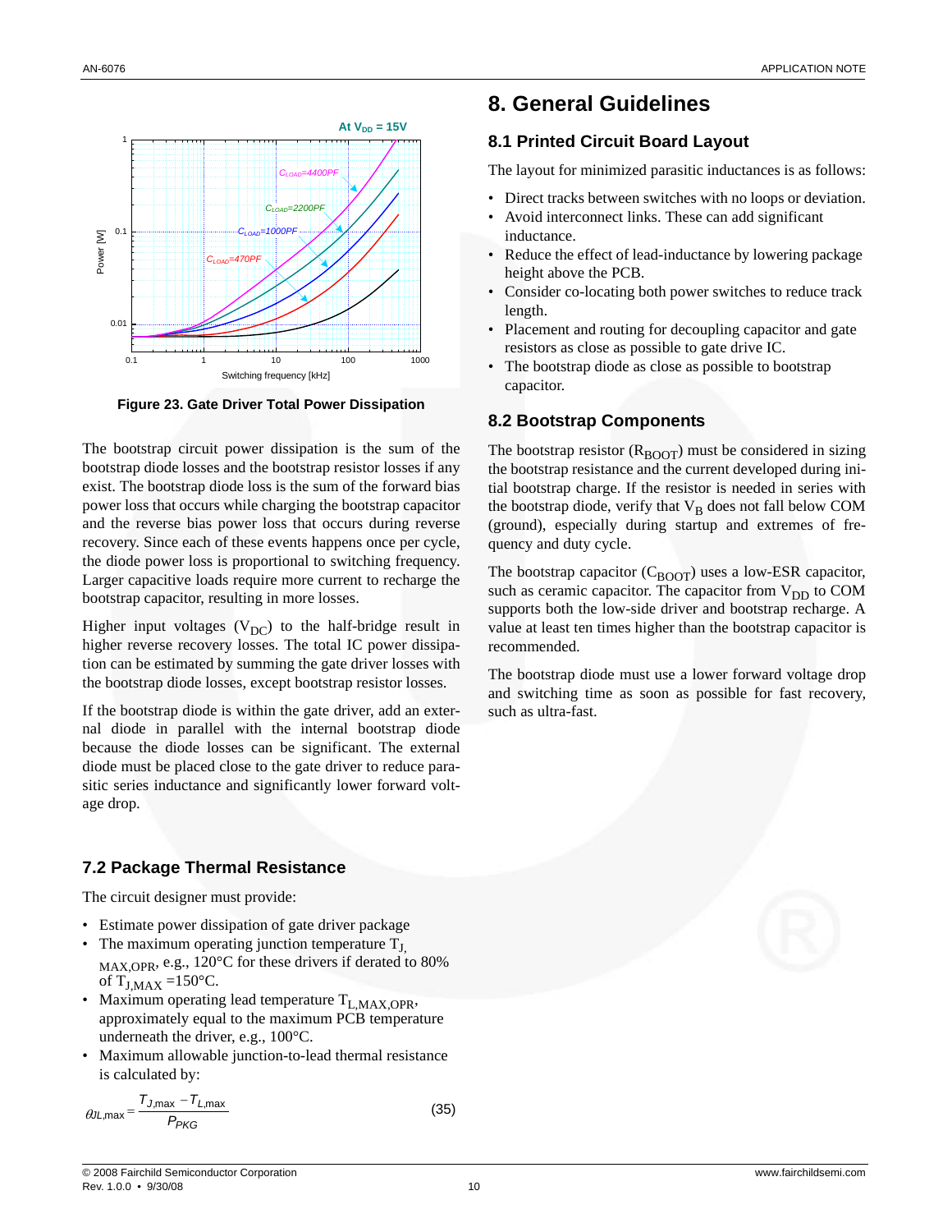Figure 23. Gate Driver Total Power Dissipation

The bootstrap circuit power dissipation is the sum of the bootstrap diode losses and the bootstrap resistor losses if any exist. The bootstrap diode loss is the sum of the forward bias power loss that occurs while charging the bootstrap capacitor and the reverse bias power loss that occurs during reverse recovery. Since each of these events happens once per cycle, the diode power loss is proportional to switching frequency. Larger capacitive loads require more current to recharge the bootstrap capacitor, resulting in more losses.

Higher input voltages ($V_{DC}$) to the half-bridge result in higher reverse recovery losses. The total IC power dissipation can be estimated by summing the gate driver losses with the bootstrap diode losses, except bootstrap resistor losses.

If the bootstrap diode is within the gate driver, add an external diode in parallel with the internal bootstrap diode because the diode losses can be significant. The external diode must be placed close to the gate driver to reduce parasitic series inductance and significantly lower forward voltage drop.

## 7.2 Package Thermal Resistance

The circuit designer must provide:

- Estimate power dissipation of gate driver package
- The maximum operating junction temperature $T_{J,MAX,OPR}$, e.g., 120°C for these drivers if derated to 80% of $T_{J,MAX}$ =150°C.
- Maximum operating lead temperature $T_{L,MAX,OPR}$, approximately equal to the maximum PCB temperature underneath the driver, e.g., 100°C.
- Maximum allowable junction-to-lead thermal resistance is calculated by:

$$\theta_{JL,max} = \frac{T_{J,max} - T_{L,max}}{P_{PKG}} \tag{35}$$

# 8. General Guidelines

## 8.1 Printed Circuit Board Layout

The layout for minimized parasitic inductances is as follows:

- Direct tracks between switches with no loops or deviation.
- Avoid interconnect links. These can add significant inductance.
- Reduce the effect of lead-inductance by lowering package height above the PCB.
- Consider co-locating both power switches to reduce track length.
- Placement and routing for decoupling capacitor and gate resistors as close as possible to gate drive IC.
- The bootstrap diode as close as possible to bootstrap capacitor.

## 8.2 Bootstrap Components

The bootstrap resistor ($R_{BOOT}$) must be considered in sizing the bootstrap resistance and the current developed during initial bootstrap charge. If the resistor is needed in series with the bootstrap diode, verify that $V_B$ does not fall below COM (ground), especially during startup and extremes of frequency and duty cycle.

The bootstrap capacitor ($C_{BOOT}$) uses a low-ESR capacitor, such as ceramic capacitor. The capacitor from $V_{DD}$ to COM supports both the low-side driver and bootstrap recharge. A value at least ten times higher than the bootstrap capacitor is recommended.

The bootstrap diode must use a lower forward voltage drop and switching time as soon as possible for fast recovery, such as ultra-fast.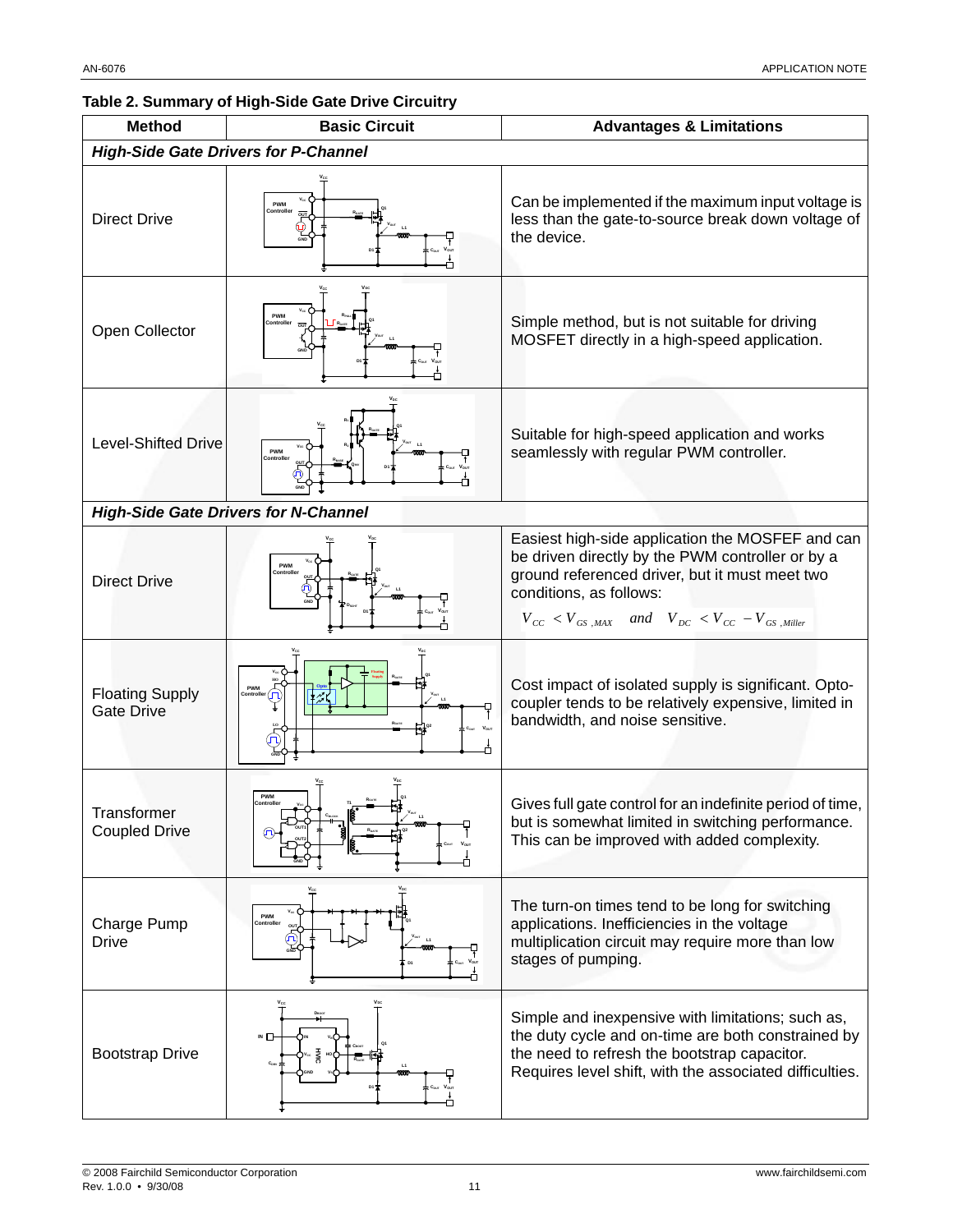**Table 2. Summary of High-Side Gate Drive Circuitry**

| Method | Basic Circuit | Advantages & Limitations |
|---|---|---|
| ***High-Side Gate Drivers for P-Channel*** | | |
| Direct Drive | | Can be implemented if the maximum input voltage is less than the gate-to-source break down voltage of the device. |
| Open Collector | | Simple method, but is not suitable for driving MOSFET directly in a high-speed application. |
| Level-Shifted Drive | | Suitable for high-speed application and works seamlessly with regular PWM controller. |
| ***High-Side Gate Drivers for N-Channel*** | | |
| Direct Drive | | Easiest high-side application the MOSFEF and can be driven directly by the PWM controller or by a ground referenced driver, but it must meet two conditions, as follows: $V_{CC} < V_{GS,MAX}$ and $V_{DC} < V_{CC} - V_{GS,Miller}$ |
| Floating Supply Gate Drive | | Cost impact of isolated supply is significant. Opto-coupler tends to be relatively expensive, limited in bandwidth, and noise sensitive. |
| Transformer Coupled Drive | | Gives full gate control for an indefinite period of time, but is somewhat limited in switching performance. This can be improved with added complexity. |
| Charge Pump Drive | | The turn-on times tend to be long for switching applications. Inefficiencies in the voltage multiplication circuit may require more than low stages of pumping. |
| Bootstrap Drive | | Simple and inexpensive with limitations; such as, the duty cycle and on-time are both constrained by the need to refresh the bootstrap capacitor. Requires level shift, with the associated difficulties. |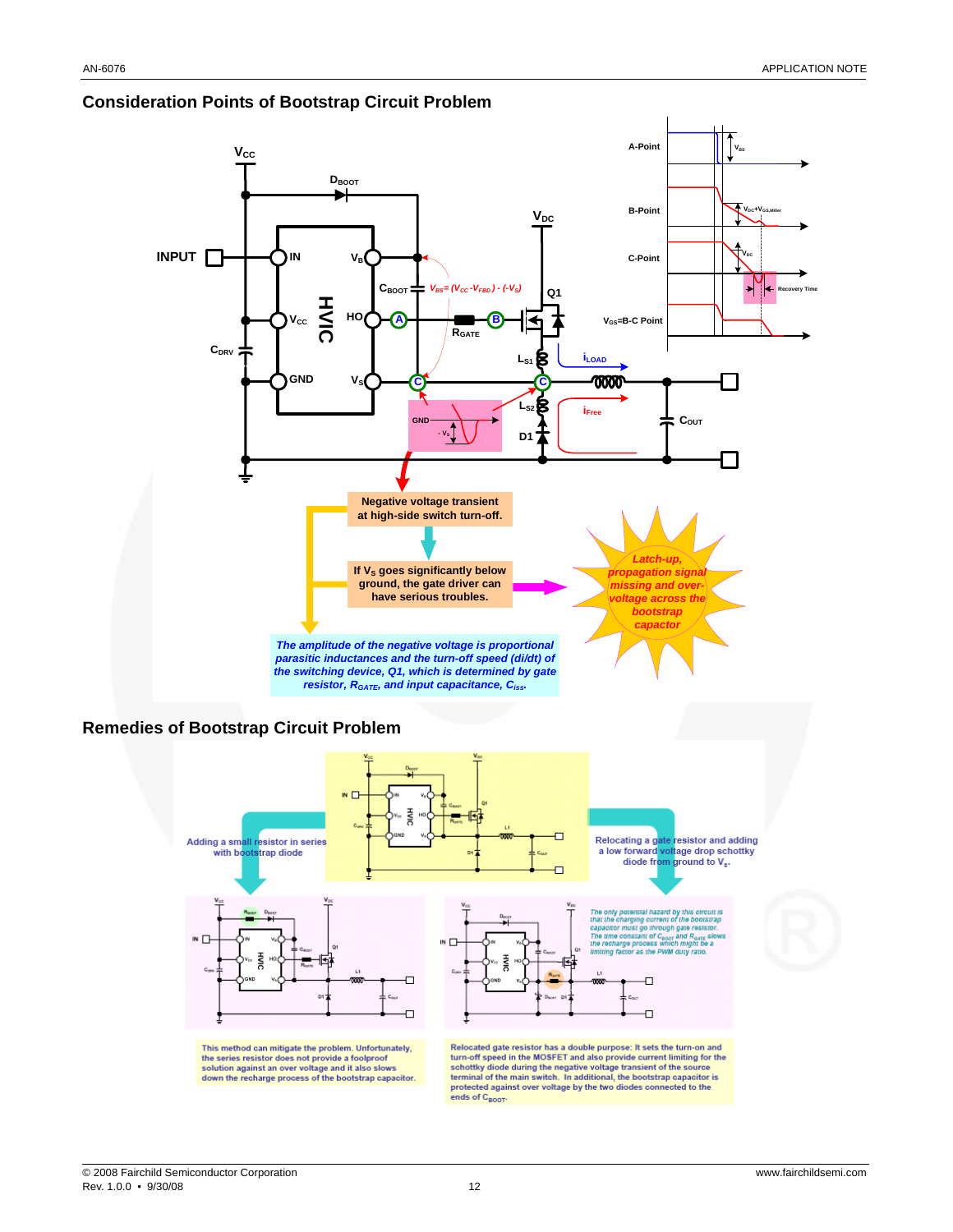## Consideration Points of Bootstrap Circuit Problem

Negative voltage transient at high-side switch turn-off.

If $V_S$ goes significantly below ground, the gate driver can have serious troubles.

Latch-up, propagation signal missing and over-voltage across the bootstrap capacitor

*The amplitude of the negative voltage is proportional parasitic inductances and the turn-off speed (di/dt) of the switching device, Q1, which is determined by gate resistor, $R_{GATE}$, and input capacitance, $C_{iss}$.*

## Remedies of Bootstrap Circuit Problem

Adding a small resistor in series with bootstrap diode

Relocating a gate resistor and adding a low forward voltage drop schottky diode from ground to $V_S$.

*The only potential hazard by this circuit is that the charging current of the bootstrap capacitor must go through gate resistor. The time constant of $C_{BOOT}$ and $R_{GATE}$ slows the recharge process which might be a limiting factor as the PWM duty ratio.*

This method can mitigate the problem. Unfortunately, the series resistor does not provide a foolproof solution against an over voltage and it also slows down the recharge process of the bootstrap capacitor.

Relocated gate resistor has a double purpose: It sets the turn-on and turn-off speed of the MOSFET and also provide current limiting for the schottky diode during the negative voltage transient of the source terminal of the main switch. In additional, the bootstrap capacitor is protected against over voltage by the two diodes connected to the ends of $C_{BOOT}$.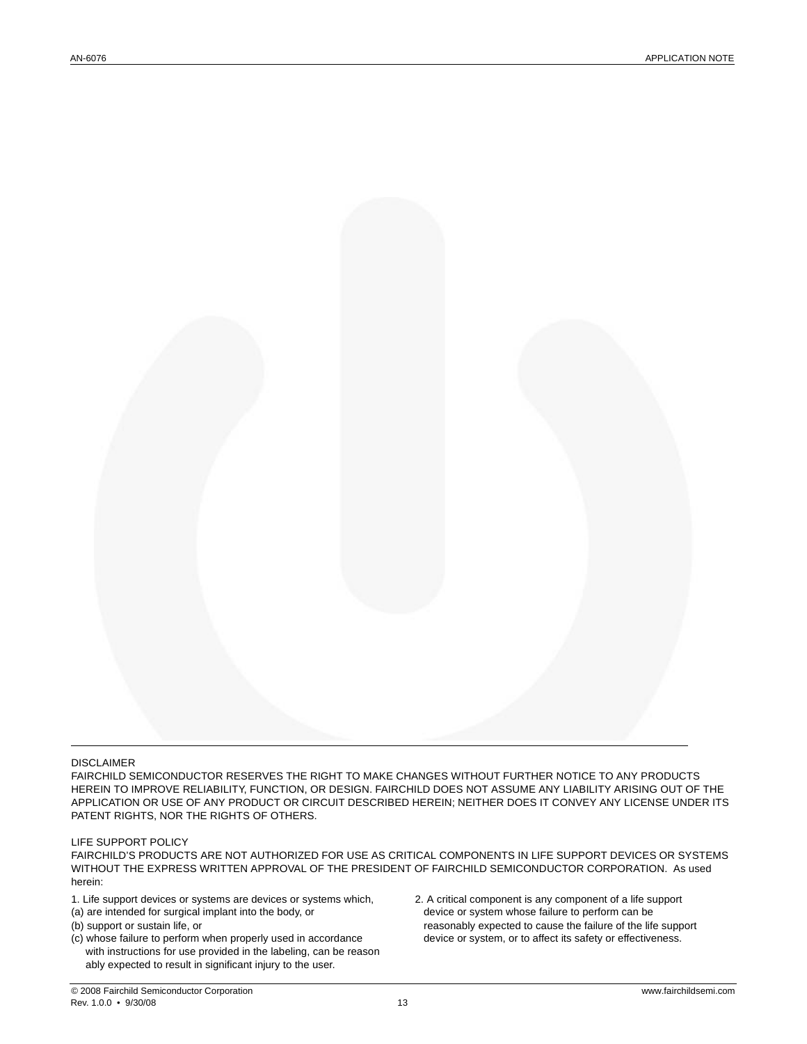DISCLAIMER

FAIRCHILD SEMICONDUCTOR RESERVES THE RIGHT TO MAKE CHANGES WITHOUT FURTHER NOTICE TO ANY PRODUCTS HEREIN TO IMPROVE RELIABILITY, FUNCTION, OR DESIGN. FAIRCHILD DOES NOT ASSUME ANY LIABILITY ARISING OUT OF THE APPLICATION OR USE OF ANY PRODUCT OR CIRCUIT DESCRIBED HEREIN; NEITHER DOES IT CONVEY ANY LICENSE UNDER ITS PATENT RIGHTS, NOR THE RIGHTS OF OTHERS.

LIFE SUPPORT POLICY

FAIRCHILD'S PRODUCTS ARE NOT AUTHORIZED FOR USE AS CRITICAL COMPONENTS IN LIFE SUPPORT DEVICES OR SYSTEMS WITHOUT THE EXPRESS WRITTEN APPROVAL OF THE PRESIDENT OF FAIRCHILD SEMICONDUCTOR CORPORATION. As used herein:

1. Life support devices or systems are devices or systems which,
(a) are intended for surgical implant into the body, or
(b) support or sustain life, or
(c) whose failure to perform when properly used in accordance with instructions for use provided in the labeling, can be reasonably expected to result in significant injury to the user.

2. A critical component is any component of a life support device or system whose failure to perform can be reasonably expected to cause the failure of the life support device or system, or to affect its safety or effectiveness.

© 2008 Fairchild Semiconductor Corporation
Rev. 1.0.0 • 9/30/08

www.fairchildsemi.com